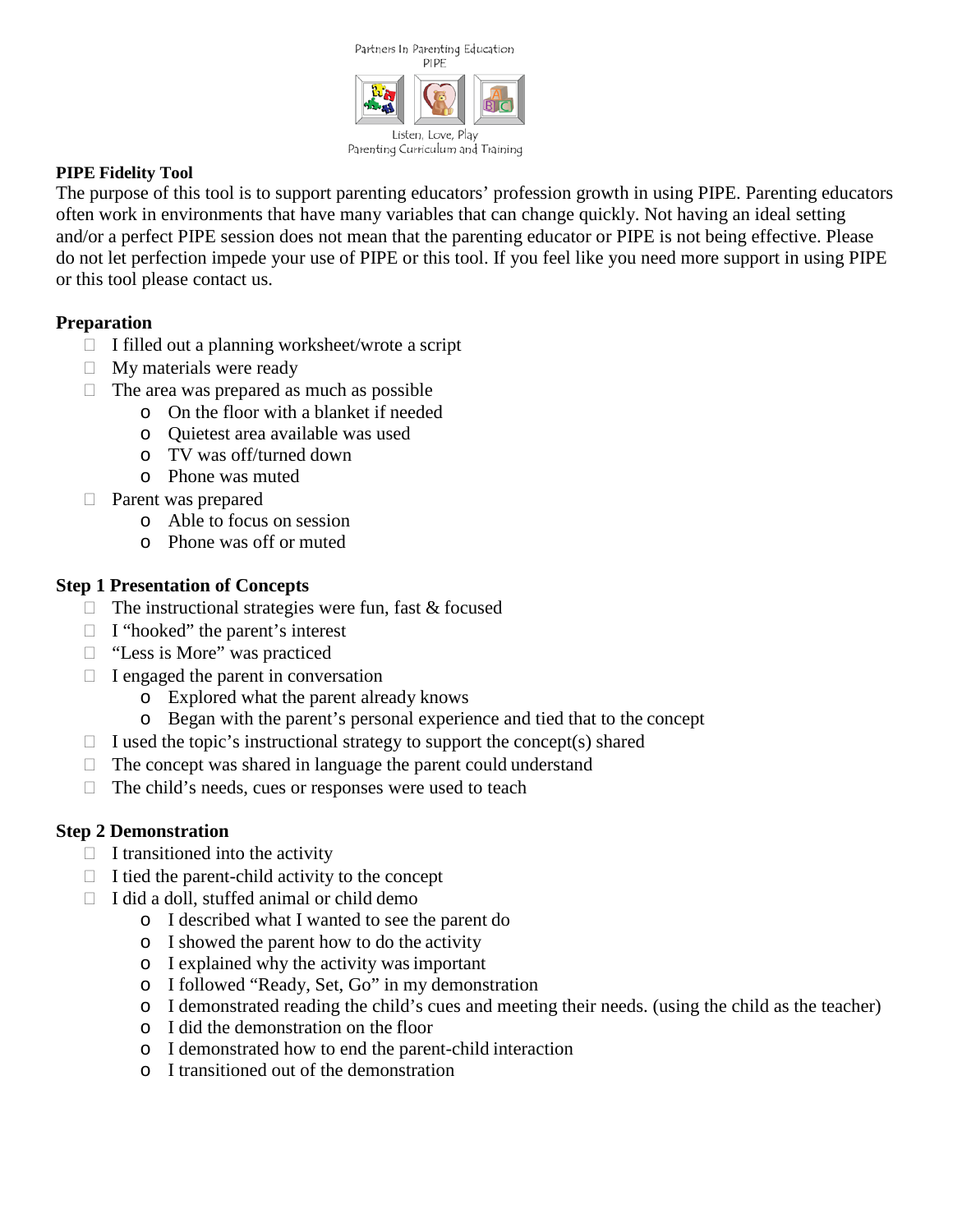Partners In Parenting Education
PIPE

Listen, Love, Play
Parenting Curriculum and Training

**PIPE Fidelity Tool**

The purpose of this tool is to support parenting educators' profession growth in using PIPE. Parenting educators often work in environments that have many variables that can change quickly. Not having an ideal setting and/or a perfect PIPE session does not mean that the parenting educator or PIPE is not being effective. Please do not let perfection impede your use of PIPE or this tool. If you feel like you need more support in using PIPE or this tool please contact us.

### Preparation

- ☐ I filled out a planning worksheet/wrote a script
- ☐ My materials were ready
- ☐ The area was prepared as much as possible
  - On the floor with a blanket if needed
  - Quietest area available was used
  - TV was off/turned down
  - Phone was muted
- ☐ Parent was prepared
  - Able to focus on session
  - Phone was off or muted

### Step 1 Presentation of Concepts

- ☐ The instructional strategies were fun, fast & focused
- ☐ I "hooked" the parent's interest
- ☐ "Less is More" was practiced
- ☐ I engaged the parent in conversation
  - Explored what the parent already knows
  - Began with the parent's personal experience and tied that to the concept
- ☐ I used the topic's instructional strategy to support the concept(s) shared
- ☐ The concept was shared in language the parent could understand
- ☐ The child's needs, cues or responses were used to teach

### Step 2 Demonstration

- ☐ I transitioned into the activity
- ☐ I tied the parent-child activity to the concept
- ☐ I did a doll, stuffed animal or child demo
  - I described what I wanted to see the parent do
  - I showed the parent how to do the activity
  - I explained why the activity was important
  - I followed "Ready, Set, Go" in my demonstration
  - I demonstrated reading the child's cues and meeting their needs. (using the child as the teacher)
  - I did the demonstration on the floor
  - I demonstrated how to end the parent-child interaction
  - I transitioned out of the demonstration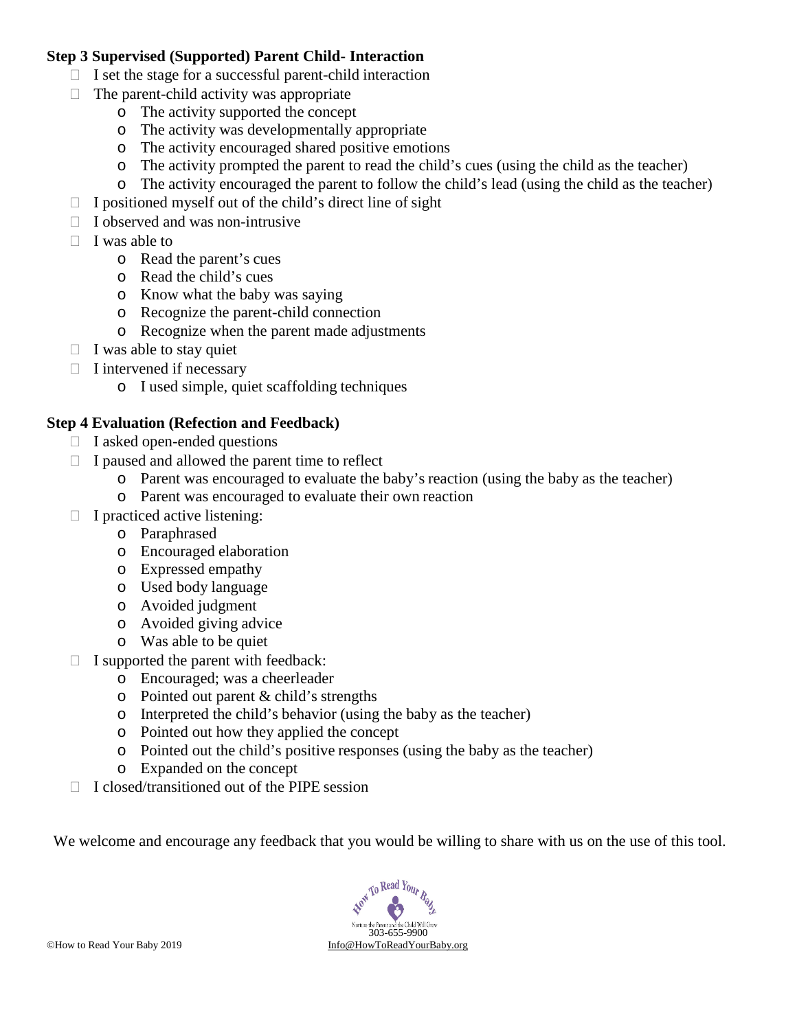**Step 3 Supervised (Supported) Parent Child- Interaction**

- I set the stage for a successful parent-child interaction
- The parent-child activity was appropriate
  - The activity supported the concept
  - The activity was developmentally appropriate
  - The activity encouraged shared positive emotions
  - The activity prompted the parent to read the child's cues (using the child as the teacher)
  - The activity encouraged the parent to follow the child's lead (using the child as the teacher)
- I positioned myself out of the child's direct line of sight
- I observed and was non-intrusive
- I was able to
  - Read the parent's cues
  - Read the child's cues
  - Know what the baby was saying
  - Recognize the parent-child connection
  - Recognize when the parent made adjustments
- I was able to stay quiet
- I intervened if necessary
  - I used simple, quiet scaffolding techniques

**Step 4 Evaluation (Refection and Feedback)**

- I asked open-ended questions
- I paused and allowed the parent time to reflect
  - Parent was encouraged to evaluate the baby's reaction (using the baby as the teacher)
  - Parent was encouraged to evaluate their own reaction
- I practiced active listening:
  - Paraphrased
  - Encouraged elaboration
  - Expressed empathy
  - Used body language
  - Avoided judgment
  - Avoided giving advice
  - Was able to be quiet
- I supported the parent with feedback:
  - Encouraged; was a cheerleader
  - Pointed out parent & child's strengths
  - Interpreted the child's behavior (using the baby as the teacher)
  - Pointed out how they applied the concept
  - Pointed out the child's positive responses (using the baby as the teacher)
  - Expanded on the concept
- I closed/transitioned out of the PIPE session

We welcome and encourage any feedback that you would be willing to share with us on the use of this tool.

How To Read Your Baby
Nurture the Parent and the Child Will Grow
303-655-9900
Info@HowToReadYourBaby.org

©How to Read Your Baby 2019